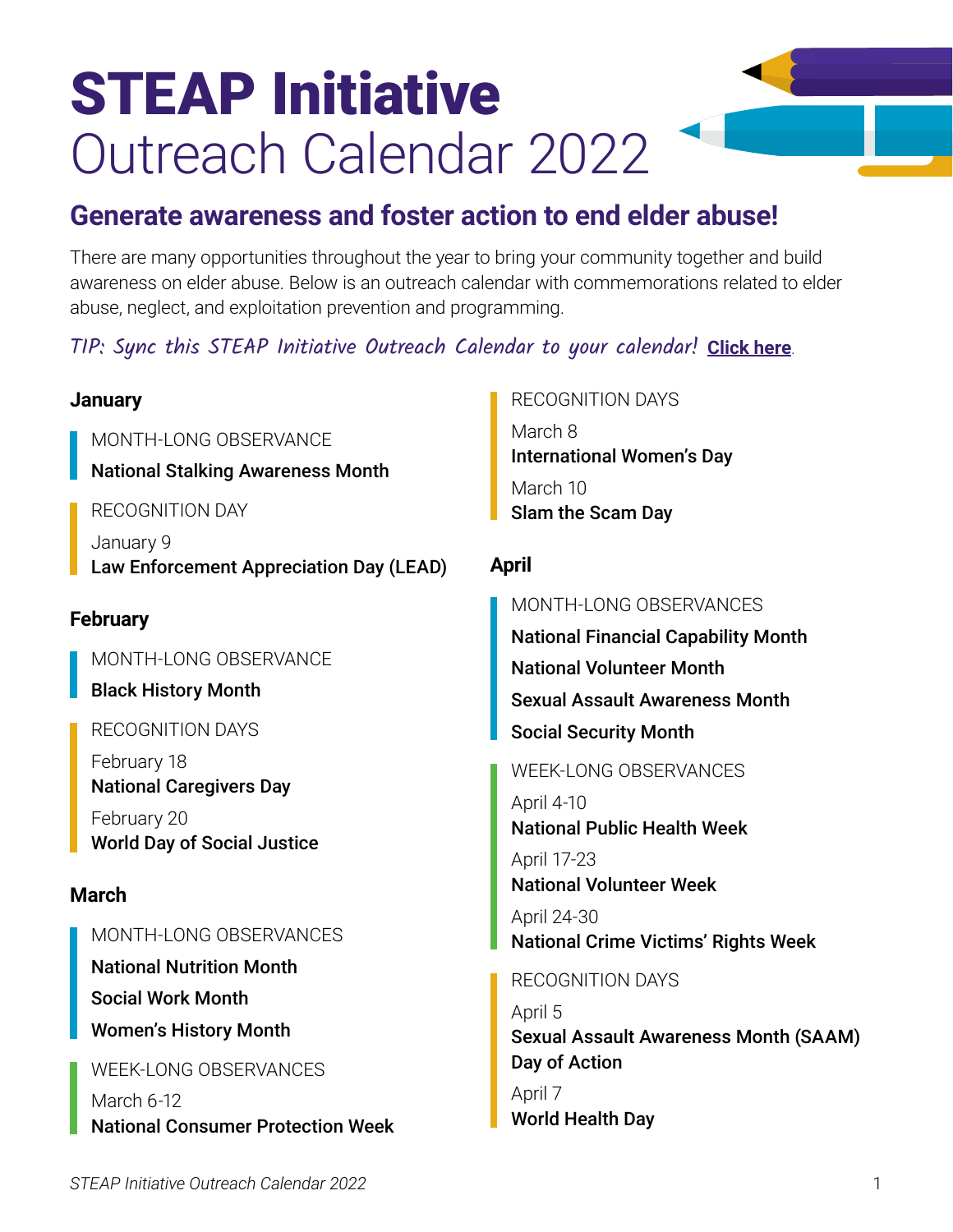# STEAP Initiative
Outreach Calendar 2022

## Generate awareness and foster action to end elder abuse!

There are many opportunities throughout the year to bring your community together and build awareness on elder abuse. Below is an outreach calendar with commemorations related to elder abuse, neglect, and exploitation prevention and programming.

*TIP: Sync this STEAP Initiative Outreach Calendar to your calendar!* **Click here**.

### January

MONTH-LONG OBSERVANCE

**National Stalking Awareness Month**

RECOGNITION DAY

January 9
**Law Enforcement Appreciation Day (LEAD)**

### February

MONTH-LONG OBSERVANCE

**Black History Month**

RECOGNITION DAYS

February 18
**National Caregivers Day**

February 20
**World Day of Social Justice**

### March

MONTH-LONG OBSERVANCES

**National Nutrition Month**

**Social Work Month**

**Women's History Month**

WEEK-LONG OBSERVANCES

March 6-12
**National Consumer Protection Week**

RECOGNITION DAYS

March 8
**International Women's Day**

March 10
**Slam the Scam Day**

### April

MONTH-LONG OBSERVANCES

**National Financial Capability Month**

**National Volunteer Month**

**Sexual Assault Awareness Month**

**Social Security Month**

WEEK-LONG OBSERVANCES

April 4-10
**National Public Health Week**

April 17-23
**National Volunteer Week**

April 24-30
**National Crime Victims' Rights Week**

RECOGNITION DAYS

April 5
**Sexual Assault Awareness Month (SAAM) Day of Action**

April 7
**World Health Day**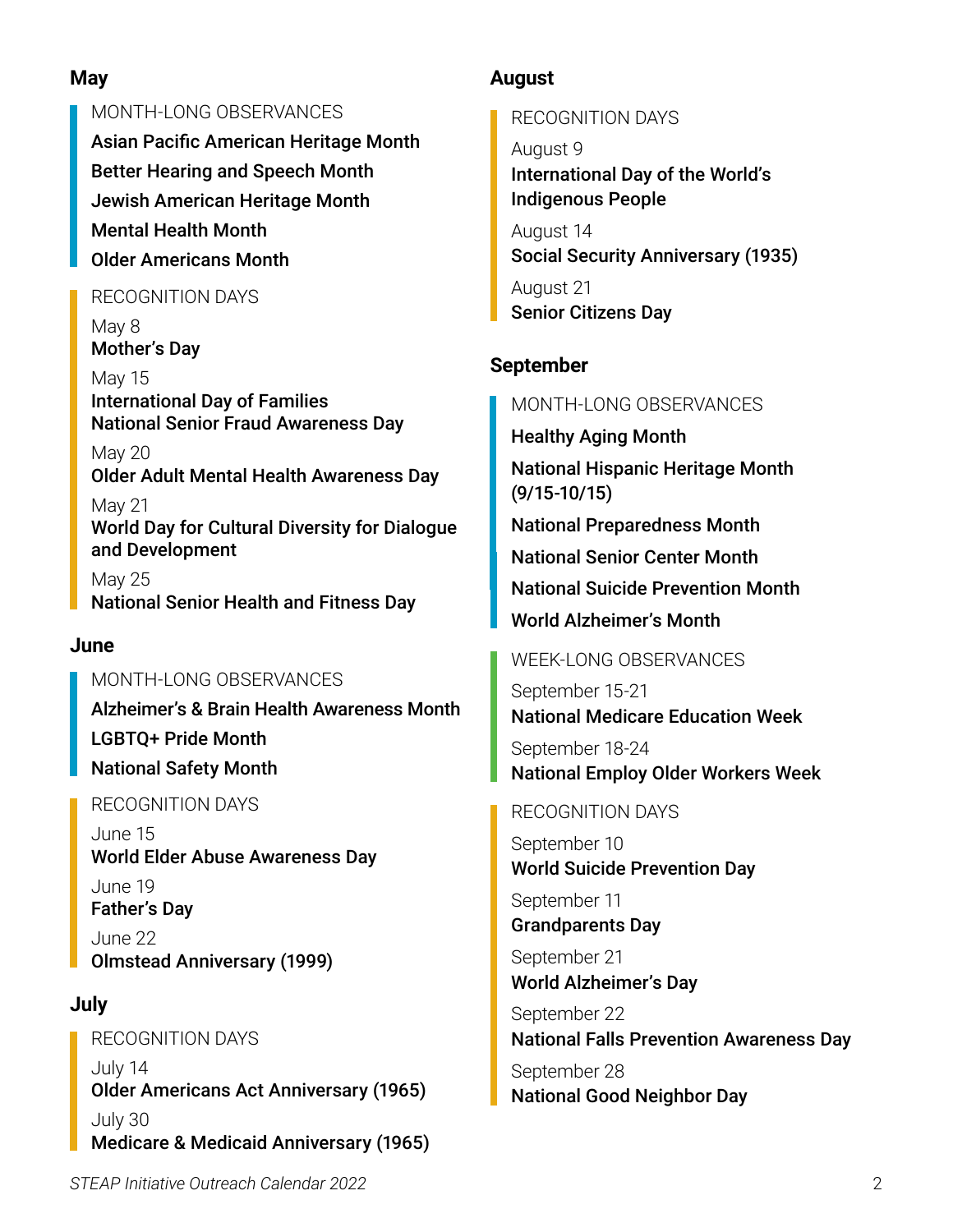## May

MONTH-LONG OBSERVANCES

**Asian Pacific American Heritage Month**

**Better Hearing and Speech Month**

**Jewish American Heritage Month**

**Mental Health Month**

**Older Americans Month**

RECOGNITION DAYS

May 8
**Mother's Day**

May 15
**International Day of Families**
**National Senior Fraud Awareness Day**

May 20
**Older Adult Mental Health Awareness Day**

May 21
**World Day for Cultural Diversity for Dialogue and Development**

May 25
**National Senior Health and Fitness Day**

## June

MONTH-LONG OBSERVANCES

**Alzheimer's & Brain Health Awareness Month**

**LGBTQ+ Pride Month**

**National Safety Month**

RECOGNITION DAYS

June 15
**World Elder Abuse Awareness Day**

June 19
**Father's Day**

June 22
**Olmstead Anniversary (1999)**

## July

RECOGNITION DAYS

July 14
**Older Americans Act Anniversary (1965)**

July 30
**Medicare & Medicaid Anniversary (1965)**

## August

RECOGNITION DAYS

August 9
**International Day of the World's Indigenous People**

August 14
**Social Security Anniversary (1935)**

August 21
**Senior Citizens Day**

## September

MONTH-LONG OBSERVANCES

**Healthy Aging Month**

**National Hispanic Heritage Month (9/15-10/15)**

**National Preparedness Month**

**National Senior Center Month**

**National Suicide Prevention Month**

**World Alzheimer's Month**

WEEK-LONG OBSERVANCES

September 15-21
**National Medicare Education Week**

September 18-24
**National Employ Older Workers Week**

RECOGNITION DAYS

September 10
**World Suicide Prevention Day**

September 11
**Grandparents Day**

September 21
**World Alzheimer's Day**

September 22
**National Falls Prevention Awareness Day**

September 28
**National Good Neighbor Day**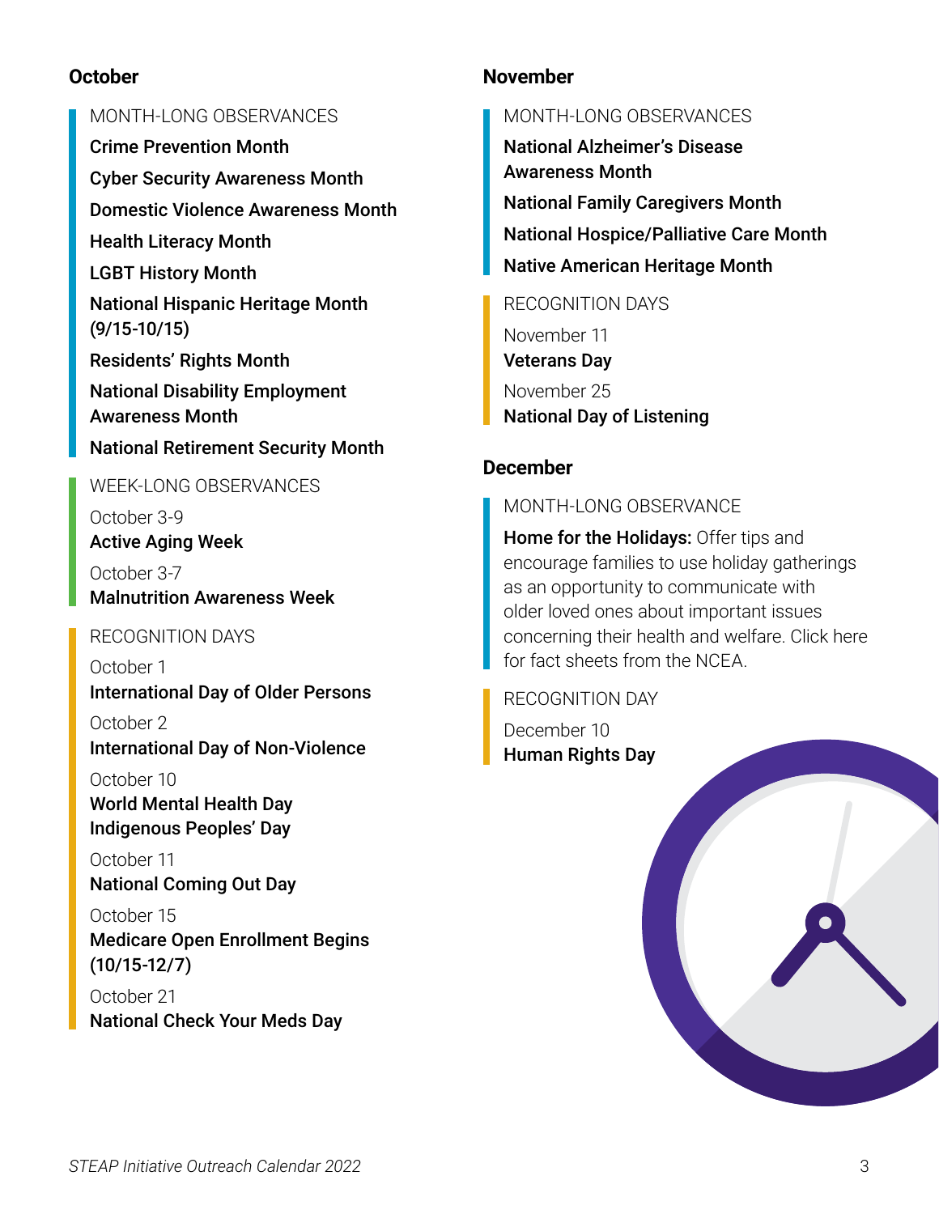## October

MONTH-LONG OBSERVANCES

**Crime Prevention Month**

**Cyber Security Awareness Month**

**Domestic Violence Awareness Month**

**Health Literacy Month**

**LGBT History Month**

**National Hispanic Heritage Month (9/15-10/15)**

**Residents' Rights Month**

**National Disability Employment Awareness Month**

**National Retirement Security Month**

WEEK-LONG OBSERVANCES

October 3-9
**Active Aging Week**

October 3-7
**Malnutrition Awareness Week**

RECOGNITION DAYS

October 1
**International Day of Older Persons**

October 2
**International Day of Non-Violence**

October 10
**World Mental Health Day**
**Indigenous Peoples' Day**

October 11
**National Coming Out Day**

October 15
**Medicare Open Enrollment Begins (10/15-12/7)**

October 21
**National Check Your Meds Day**

## November

MONTH-LONG OBSERVANCES

**National Alzheimer's Disease Awareness Month**

**National Family Caregivers Month**

**National Hospice/Palliative Care Month**

**Native American Heritage Month**

RECOGNITION DAYS

November 11
**Veterans Day**

November 25
**National Day of Listening**

## December

MONTH-LONG OBSERVANCE

**Home for the Holidays:** Offer tips and encourage families to use holiday gatherings as an opportunity to communicate with older loved ones about important issues concerning their health and welfare. Click here for fact sheets from the NCEA.

RECOGNITION DAY

December 10
**Human Rights Day**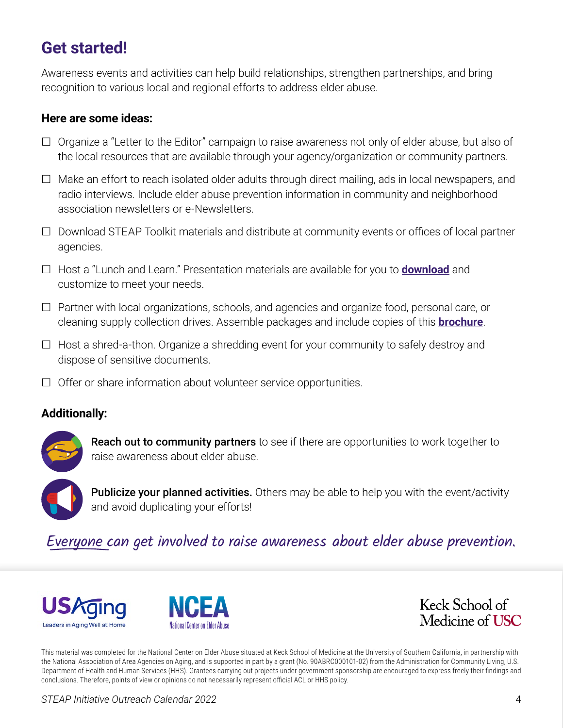## Get started!

Awareness events and activities can help build relationships, strengthen partnerships, and bring recognition to various local and regional efforts to address elder abuse.

### Here are some ideas:

- ☐ Organize a "Letter to the Editor" campaign to raise awareness not only of elder abuse, but also of the local resources that are available through your agency/organization or community partners.
- ☐ Make an effort to reach isolated older adults through direct mailing, ads in local newspapers, and radio interviews. Include elder abuse prevention information in community and neighborhood association newsletters or e-Newsletters.
- ☐ Download STEAP Toolkit materials and distribute at community events or offices of local partner agencies.
- ☐ Host a "Lunch and Learn." Presentation materials are available for you to **download** and customize to meet your needs.
- ☐ Partner with local organizations, schools, and agencies and organize food, personal care, or cleaning supply collection drives. Assemble packages and include copies of this **brochure**.
- ☐ Host a shred-a-thon. Organize a shredding event for your community to safely destroy and dispose of sensitive documents.
- ☐ Offer or share information about volunteer service opportunities.

### Additionally:

**Reach out to community partners** to see if there are opportunities to work together to raise awareness about elder abuse.

**Publicize your planned activities.** Others may be able to help you with the event/activity and avoid duplicating your efforts!

*Everyone can get involved to raise awareness about elder abuse prevention.*

USAging — Leaders in Aging Well at Home

NCEA — National Center on Elder Abuse

Keck School of Medicine of USC

This material was completed for the National Center on Elder Abuse situated at Keck School of Medicine at the University of Southern California, in partnership with the National Association of Area Agencies on Aging, and is supported in part by a grant (No. 90ABRC000101-02) from the Administration for Community Living, U.S. Department of Health and Human Services (HHS). Grantees carrying out projects under government sponsorship are encouraged to express freely their findings and conclusions. Therefore, points of view or opinions do not necessarily represent official ACL or HHS policy.